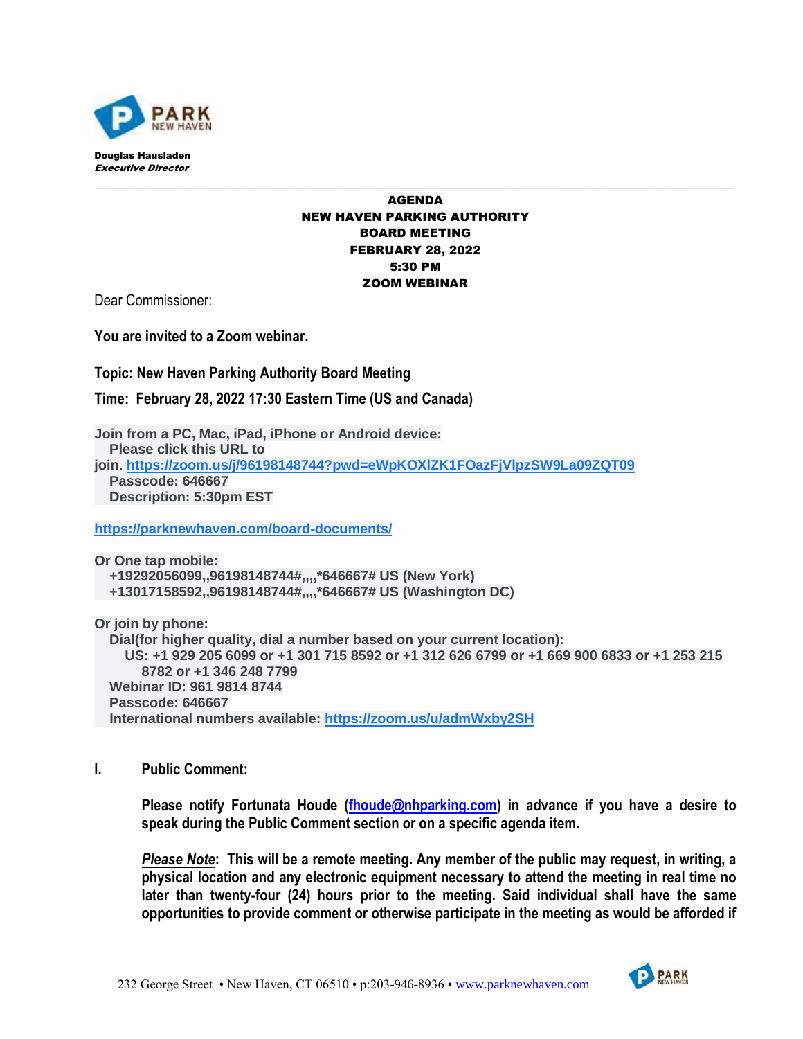PARK NEW HAVEN

**Douglas Hausladen**
***Executive Director***

---

**AGENDA**
**NEW HAVEN PARKING AUTHORITY**
**BOARD MEETING**
**FEBRUARY 28, 2022**
**5:30 PM**
**ZOOM WEBINAR**

Dear Commissioner:

**You are invited to a Zoom webinar.**

**Topic: New Haven Parking Authority Board Meeting**

**Time: February 28, 2022 17:30 Eastern Time (US and Canada)**

**Join from a PC, Mac, iPad, iPhone or Android device:**
**Please click this URL to join. https://zoom.us/j/96198148744?pwd=eWpKOXlZK1FOazFjVlpzSW9La09ZQT09**
**Passcode: 646667**
**Description: 5:30pm EST**

**https://parknewhaven.com/board-documents/**

**Or One tap mobile:**
**+19292056099,,96198148744#,,,,*646667# US (New York)**
**+13017158592,,96198148744#,,,,*646667# US (Washington DC)**

**Or join by phone:**
**Dial(for higher quality, dial a number based on your current location):**
**US: +1 929 205 6099 or +1 301 715 8592 or +1 312 626 6799 or +1 669 900 6833 or +1 253 215 8782 or +1 346 248 7799**
**Webinar ID: 961 9814 8744**
**Passcode: 646667**
**International numbers available: https://zoom.us/u/admWxby2SH**

**I. Public Comment:**

**Please notify Fortunata Houde (fhoude@nhparking.com) in advance if you have a desire to speak during the Public Comment section or on a specific agenda item.**

***Please Note*: This will be a remote meeting. Any member of the public may request, in writing, a physical location and any electronic equipment necessary to attend the meeting in real time no later than twenty-four (24) hours prior to the meeting. Said individual shall have the same opportunities to provide comment or otherwise participate in the meeting as would be afforded if**

232 George Street • New Haven, CT 06510 • p:203-946-8936 • www.parknewhaven.com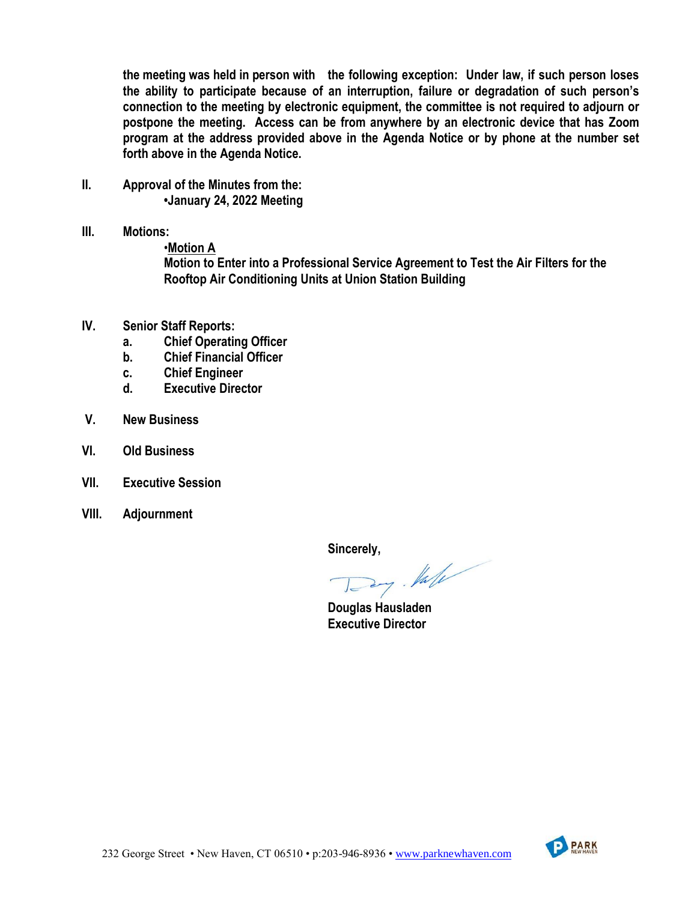**the meeting was held in person with the following exception: Under law, if such person loses the ability to participate because of an interruption, failure or degradation of such person's connection to the meeting by electronic equipment, the committee is not required to adjourn or postpone the meeting. Access can be from anywhere by an electronic device that has Zoom program at the address provided above in the Agenda Notice or by phone at the number set forth above in the Agenda Notice.**

**II. Approval of the Minutes from the:**
- **January 24, 2022 Meeting**

**III. Motions:**
- **Motion A**
  **Motion to Enter into a Professional Service Agreement to Test the Air Filters for the Rooftop Air Conditioning Units at Union Station Building**

**IV. Senior Staff Reports:**
- **a. Chief Operating Officer**
- **b. Chief Financial Officer**
- **c. Chief Engineer**
- **d. Executive Director**

**V. New Business**

**VI. Old Business**

**VII. Executive Session**

**VIII. Adjournment**

**Sincerely,**

**Douglas Hausladen**
**Executive Director**

232 George Street • New Haven, CT 06510 • p:203-946-8936 • www.parknewhaven.com